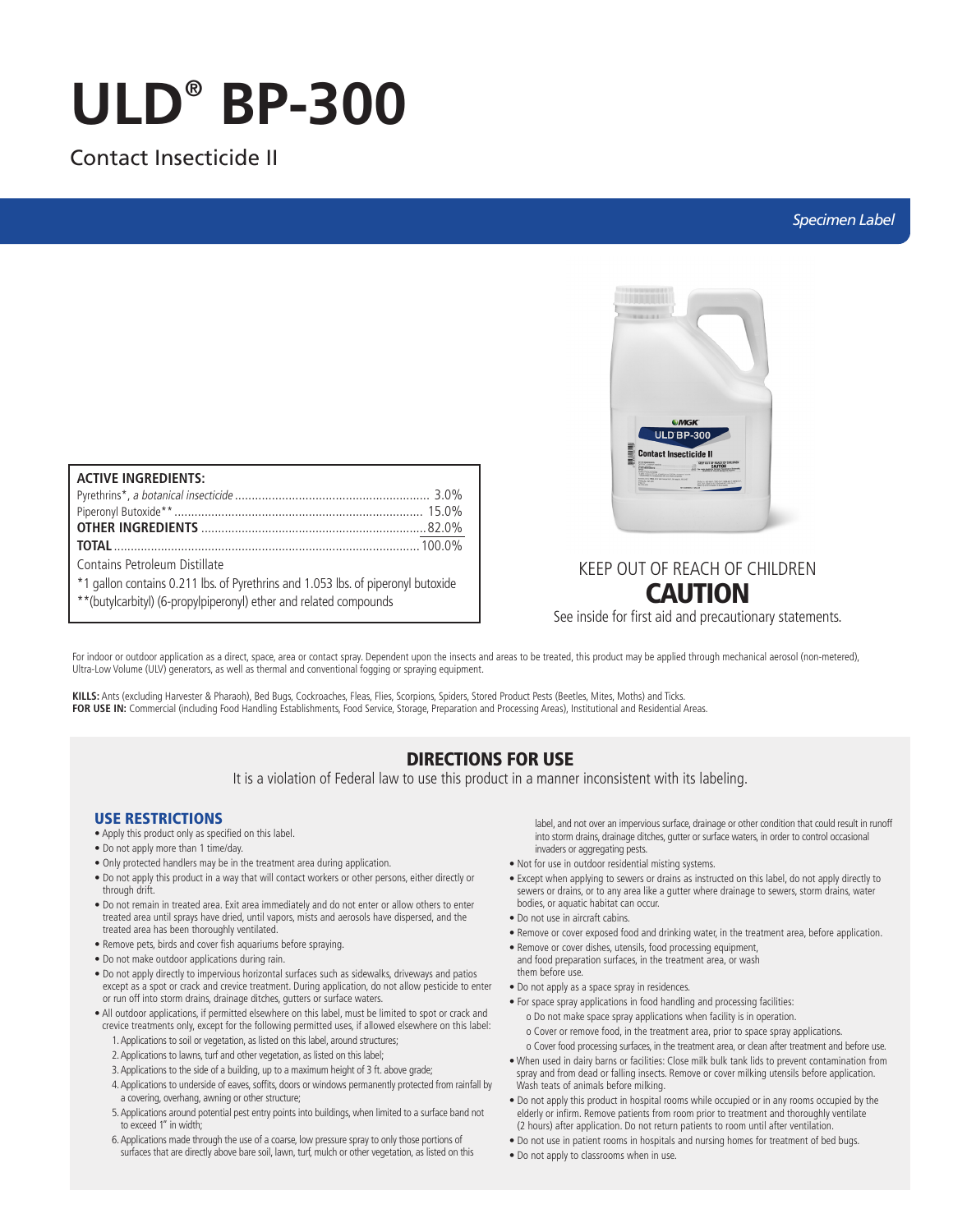# ULD® BP-300

Contact Insecticide II

*Specimen Label*

| ACTIVE INGREDIENTS: | |
|---|---|
| Pyrethrins*, *a botanical insecticide* | 3.0% |
| Piperonyl Butoxide** | 15.0% |
| **OTHER INGREDIENTS** | 82.0% |
| **TOTAL** | 100.0% |

Contains Petroleum Distillate

*1 gallon contains 0.211 lbs. of Pyrethrins and 1.053 lbs. of piperonyl butoxide

**(butylcarbityl) (6-propylpiperonyl) ether and related compounds

KEEP OUT OF REACH OF CHILDREN

**CAUTION**

See inside for first aid and precautionary statements.

For indoor or outdoor application as a direct, space, area or contact spray. Dependent upon the insects and areas to be treated, this product may be applied through mechanical aerosol (non-metered), Ultra-Low Volume (ULV) generators, as well as thermal and conventional fogging or spraying equipment.

**KILLS:** Ants (excluding Harvester & Pharaoh), Bed Bugs, Cockroaches, Fleas, Flies, Scorpions, Spiders, Stored Product Pests (Beetles, Mites, Moths) and Ticks.
**FOR USE IN:** Commercial (including Food Handling Establishments, Food Service, Storage, Preparation and Processing Areas), Institutional and Residential Areas.

## DIRECTIONS FOR USE

It is a violation of Federal law to use this product in a manner inconsistent with its labeling.

### USE RESTRICTIONS

- Apply this product only as specified on this label.
- Do not apply more than 1 time/day.
- Only protected handlers may be in the treatment area during application.
- Do not apply this product in a way that will contact workers or other persons, either directly or through drift.
- Do not remain in treated area. Exit area immediately and do not enter or allow others to enter treated area until sprays have dried, until vapors, mists and aerosols have dispersed, and the treated area has been thoroughly ventilated.
- Remove pets, birds and cover fish aquariums before spraying.
- Do not make outdoor applications during rain.
- Do not apply directly to impervious horizontal surfaces such as sidewalks, driveways and patios except as a spot or crack and crevice treatment. During application, do not allow pesticide to enter or run off into storm drains, drainage ditches, gutters or surface waters.
- All outdoor applications, if permitted elsewhere on this label, must be limited to spot or crack and crevice treatments only, except for the following permitted uses, if allowed elsewhere on this label:
  1. Applications to soil or vegetation, as listed on this label, around structures;
  2. Applications to lawns, turf and other vegetation, as listed on this label;
  3. Applications to the side of a building, up to a maximum height of 3 ft. above grade;
  4. Applications to underside of eaves, soffits, doors or windows permanently protected from rainfall by a covering, overhang, awning or other structure;
  5. Applications around potential pest entry points into buildings, when limited to a surface band not to exceed 1" in width;
  6. Applications made through the use of a coarse, low pressure spray to only those portions of surfaces that are directly above bare soil, lawn, turf, mulch or other vegetation, as listed on this label, and not over an impervious surface, drainage or other condition that could result in runoff into storm drains, drainage ditches, gutter or surface waters, in order to control occasional invaders or aggregating pests.
- Not for use in outdoor residential misting systems.
- Except when applying to sewers or drains as instructed on this label, do not apply directly to sewers or drains, or to any area like a gutter where drainage to sewers, storm drains, water bodies, or aquatic habitat can occur.
- Do not use in aircraft cabins.
- Remove or cover exposed food and drinking water, in the treatment area, before application.
- Remove or cover dishes, utensils, food processing equipment, and food preparation surfaces, in the treatment area, or wash them before use.
- Do not apply as a space spray in residences.
- For space spray applications in food handling and processing facilities:
  - Do not make space spray applications when facility is in operation.
  - Cover or remove food, in the treatment area, prior to space spray applications.
  - Cover food processing surfaces, in the treatment area, or clean after treatment and before use.
- When used in dairy barns or facilities: Close milk bulk tank lids to prevent contamination from spray and from dead or falling insects. Remove or cover milking utensils before application. Wash teats of animals before milking.
- Do not apply this product in hospital rooms while occupied or in any rooms occupied by the elderly or infirm. Remove patients from room prior to treatment and thoroughly ventilate (2 hours) after application. Do not return patients to room until after ventilation.
- Do not use in patient rooms in hospitals and nursing homes for treatment of bed bugs.
- Do not apply to classrooms when in use.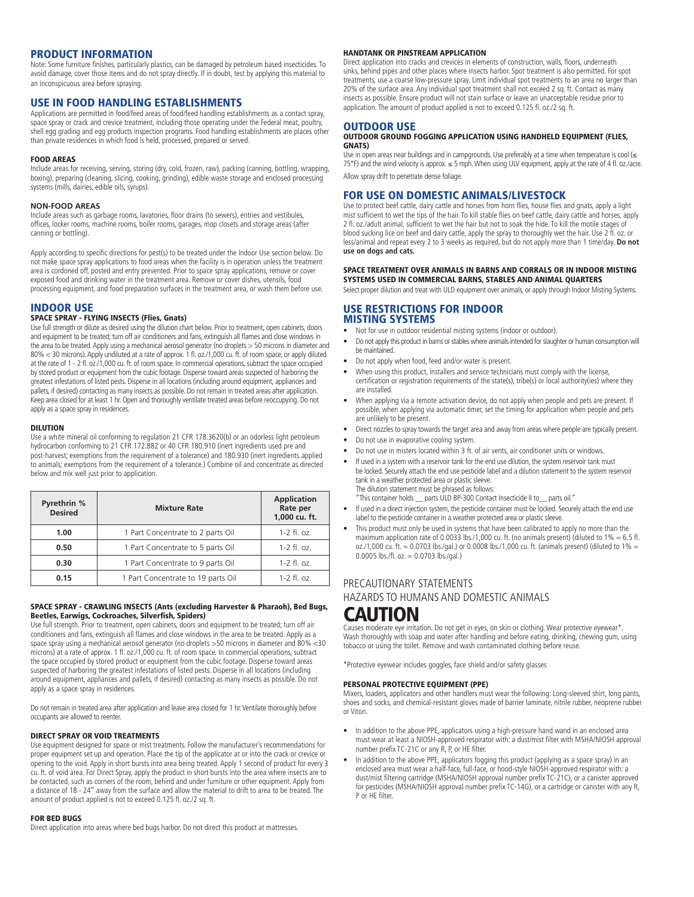## PRODUCT INFORMATION

Note: Some furniture finishes, particularly plastics, can be damaged by petroleum based insecticides. To avoid damage, cover those items and do not spray directly. If in doubt, test by applying this material to an inconspicuous area before spraying.

## USE IN FOOD HANDLING ESTABLISHMENTS

Applications are permitted in food/feed areas of food/feed handling establishments as a contact spray, space spray or crack and crevice treatment, including those operating under the Federal meat, poultry, shell egg grading and egg products inspection programs. Food handling establishments are places other than private residences in which food is held, processed, prepared or served.

### FOOD AREAS

Include areas for receiving, serving, storing (dry, cold, frozen, raw), packing (canning, bottling, wrapping, boxing), preparing (cleaning, slicing, cooking, grinding), edible waste storage and enclosed processing systems (mills, dairies, edible oils, syrups).

### NON-FOOD AREAS

Include areas such as garbage rooms, lavatories, floor drains (to sewers), entries and vestibules, offices, locker rooms, machine rooms, boiler rooms, garages, mop closets and storage areas (after canning or bottling).

Apply according to specific directions for pest(s) to be treated under the Indoor Use section below. Do not make space spray applications to food areas when the facility is in operation unless the treatment area is cordoned off, posted and entry prevented. Prior to space spray applications, remove or cover exposed food and drinking water in the treatment area. Remove or cover dishes, utensils, food processing equipment, and food preparation surfaces in the treatment area, or wash them before use.

## INDOOR USE

### SPACE SPRAY - FLYING INSECTS (Flies, Gnats)

Use full strength or dilute as desired using the dilution chart below. Prior to treatment, open cabinets, doors and equipment to be treated; turn off air conditioners and fans, extinguish all flames and close windows in the area to be treated. Apply using a mechanical aerosol generator (no droplets > 50 microns in diameter and 80% < 30 microns). Apply undiluted at a rate of approx. 1 fl. oz./1,000 cu. ft. of room space, or apply diluted at the rate of 1 - 2 fl. oz./1,000 cu. ft. of room space. In commercial operations, subtract the space occupied by stored product or equipment from the cubic footage. Disperse toward areas suspected of harboring the greatest infestations of listed pests. Disperse in all locations (including around equipment, appliances and pallets, if desired) contacting as many insects as possible. Do not remain in treated areas after application. Keep area closed for at least 1 hr. Open and thoroughly ventilate treated areas before reoccupying. Do not apply as a space spray in residences.

### DILUTION

Use a white mineral oil conforming to regulation 21 CFR 178.3620(b) or an odorless light petroleum hydrocarbon conforming to 21 CFR 172.882 or 40 CFR 180.910 (inert ingredients used pre and post-harvest; exemptions from the requirement of a tolerance) and 180.930 (inert ingredients applied to animals; exemptions from the requirement of a tolerance.) Combine oil and concentrate as directed below and mix well just prior to application.

| Pyrethrin % Desired | Mixture Rate | Application Rate per 1,000 cu. ft. |
|---|---|---|
| **1.00** | 1 Part Concentrate to 2 parts Oil | 1-2 fl. oz. |
| **0.50** | 1 Part Concentrate to 5 parts Oil | 1-2 fl. oz. |
| **0.30** | 1 Part Concentrate to 9 parts Oil | 1-2 fl. oz. |
| **0.15** | 1 Part Concentrate to 19 parts Oil | 1-2 fl. oz. |

### SPACE SPRAY - CRAWLING INSECTS (Ants (excluding Harvester & Pharaoh), Bed Bugs, Beetles, Earwigs, Cockroaches, Silverfish, Spiders)

Use full strength. Prior to treatment, open cabinets, doors and equipment to be treated; turn off air conditioners and fans, extinguish all flames and close windows in the area to be treated. Apply as a space spray using a mechanical aerosol generator (no droplets >50 microns in diameter and 80% <30 microns) at a rate of approx. 1 fl. oz./1,000 cu. ft. of room space. In commercial operations, subtract the space occupied by stored product or equipment from the cubic footage. Disperse toward areas suspected of harboring the greatest infestations of listed pests. Disperse in all locations (including around equipment, appliances and pallets, if desired) contacting as many insects as possible. Do not apply as a space spray in residences.

Do not remain in treated area after application and leave area closed for 1 hr. Ventilate thoroughly before occupants are allowed to reenter.

### DIRECT SPRAY OR VOID TREATMENTS

Use equipment designed for space or mist treatments. Follow the manufacturer's recommendations for proper equipment set up and operation. Place the tip of the applicator at or into the crack or crevice or opening to the void. Apply in short bursts into area being treated. Apply 1 second of product for every 3 cu. ft. of void area. For Direct Spray, apply the product in short bursts into the area where insects are to be contacted, such as corners of the room, behind and under furniture or other equipment. Apply from a distance of 18 - 24" away from the surface and allow the material to drift to area to be treated. The amount of product applied is not to exceed 0.125 fl. oz./2 sq. ft.

### FOR BED BUGS

Direct application into areas where bed bugs harbor. Do not direct this product at mattresses.

### HANDTANK OR PINSTREAM APPLICATION

Direct application into cracks and crevices in elements of construction, walls, floors, underneath sinks, behind pipes and other places where insects harbor. Spot treatment is also permitted. For spot treatments, use a coarse low-pressure spray. Limit individual spot treatments to an area no larger than 20% of the surface area. Any individual spot treatment shall not exceed 2 sq. ft. Contact as many insects as possible. Ensure product will not stain surface or leave an unacceptable residue prior to application. The amount of product applied is not to exceed 0.125 fl. oz./2 sq. ft.

## OUTDOOR USE

### OUTDOOR GROUND FOGGING APPLICATION USING HANDHELD EQUIPMENT (FLIES, GNATS)

Use in open areas near buildings and in campgrounds. Use preferably at a time when temperature is cool (≤ 75°F) and the wind velocity is approx. ≤ 5 mph. When using ULV equipment, apply at the rate of 4 fl. oz./acre.

Allow spray drift to penetrate dense foliage.

## FOR USE ON DOMESTIC ANIMALS/LIVESTOCK

Use to protect beef cattle, dairy cattle and horses from horn flies, house flies and gnats, apply a light mist sufficient to wet the tips of the hair. To kill stable flies on beef cattle, dairy cattle and horses, apply 2 fl. oz./adult animal, sufficient to wet the hair but not to soak the hide. To kill the motile stages of blood sucking lice on beef and dairy cattle, apply the spray to thoroughly wet the hair. Use 2 fl. oz. or less/animal and repeat every 2 to 3 weeks as required, but do not apply more than 1 time/day. **Do not use on dogs and cats.**

### SPACE TREATMENT OVER ANIMALS IN BARNS AND CORRALS OR IN INDOOR MISTING SYSTEMS USED IN COMMERCIAL BARNS, STABLES AND ANIMAL QUARTERS

Select proper dilution and treat with ULD equipment over animals, or apply through Indoor Misting Systems.

## USE RESTRICTIONS FOR INDOOR MISTING SYSTEMS

- Not for use in outdoor residential misting systems (indoor or outdoor).
- Do not apply this product in barns or stables where animals intended for slaughter or human consumption will be maintained.
- Do not apply when food, feed and/or water is present.
- When using this product, installers and service technicians must comply with the license, certification or registration requirements of the state(s), tribe(s) or local authority(ies) where they are installed.
- When applying via a remote activation device, do not apply when people and pets are present. If possible, when applying via automatic timer, set the timing for application when people and pets are unlikely to be present.
- Direct nozzles to spray towards the target area and away from areas where people are typically present.
- Do not use in evaporative cooling system.
- Do not use in misters located within 3 ft. of air vents, air conditioner units or windows.
- If used in a system with a reservoir tank for the end use dilution, the system reservoir tank must be locked. Securely attach the end use pesticide label and a dilution statement to the system reservoir tank in a weather protected area or plastic sleeve. The dilution statement must be phrased as follows:
  "This container holds __ parts ULD BP-300 Contact Insecticide II to__ parts oil."
- If used in a direct injection system, the pesticide container must be locked. Securely attach the end use label to the pesticide container in a weather protected area or plastic sleeve.
- This product must only be used in systems that have been calibrated to apply no more than the maximum application rate of 0.0033 lbs./1,000 cu. ft. (no animals present) (diluted to 1% = 6.5 fl. oz./1,000 cu. ft. = 0.0703 lbs./gal.) or 0.0008 lbs./1,000 cu. ft. (animals present) (diluted to 1% = 0.0005 lbs./fl. oz. = 0.0703 lbs./gal.)

## PRECAUTIONARY STATEMENTS

## HAZARDS TO HUMANS AND DOMESTIC ANIMALS

# CAUTION

Causes moderate eye irritation. Do not get in eyes, on skin or clothing. Wear protective eyewear*. Wash thoroughly with soap and water after handling and before eating, drinking, chewing gum, using tobacco or using the toilet. Remove and wash contaminated clothing before reuse.

*Protective eyewear includes goggles, face shield and/or safety glasses

### PERSONAL PROTECTIVE EQUIPMENT (PPE)

Mixers, loaders, applicators and other handlers must wear the following: Long-sleeved shirt, long pants, shoes and socks, and chemical-resistant gloves made of barrier laminate, nitrile rubber, neoprene rubber or Viton.

- In addition to the above PPE, applicators using a high-pressure hand wand in an enclosed area must wear at least a NIOSH-approved respirator with: a dust/mist filter with MSHA/NIOSH approval number prefix TC-21C or any R, P, or HE filter.
- In addition to the above PPE, applicators fogging this product (applying as a space spray) in an enclosed area must wear a half-face, full-face, or hood-style NIOSH-approved respirator with: a dust/mist filtering cartridge (MSHA/NIOSH approval number prefix TC-21C), or a canister approved for pesticides (MSHA/NIOSH approval number prefix TC-14G), or a cartridge or canister with any R, P or HE filter.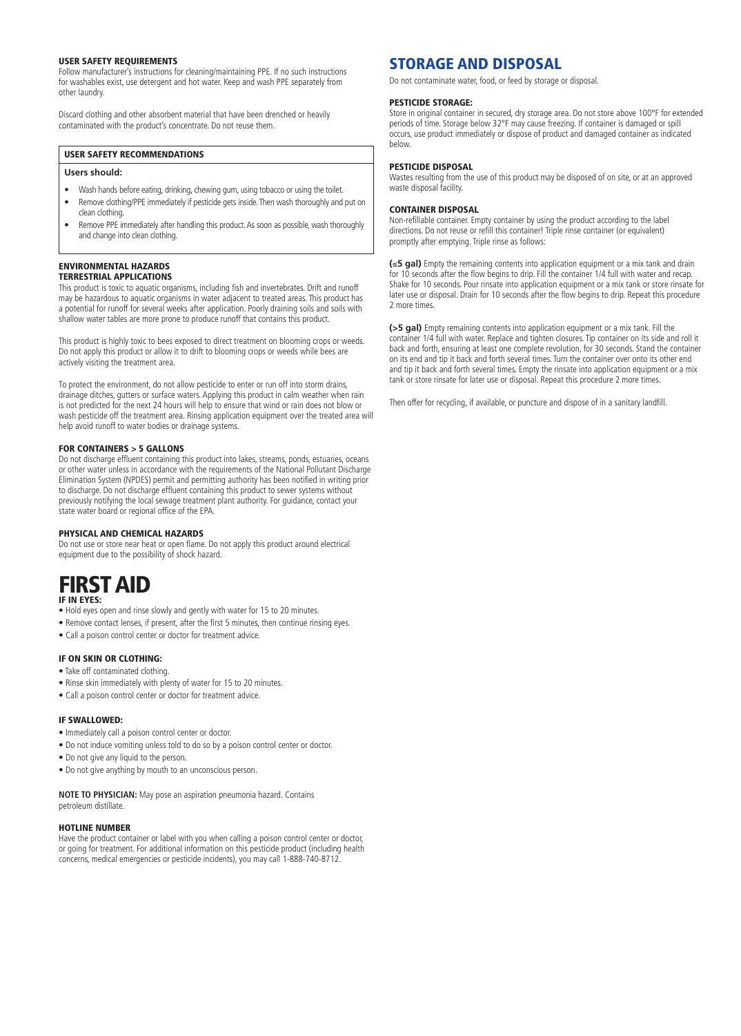### USER SAFETY REQUIREMENTS

Follow manufacturer's instructions for cleaning/maintaining PPE. If no such instructions for washables exist, use detergent and hot water. Keep and wash PPE separately from other laundry.

Discard clothing and other absorbent material that have been drenched or heavily contaminated with the product's concentrate. Do not reuse them.

### USER SAFETY RECOMMENDATIONS

**Users should:**

- Wash hands before eating, drinking, chewing gum, using tobacco or using the toilet.
- Remove clothing/PPE immediately if pesticide gets inside. Then wash thoroughly and put on clean clothing.
- Remove PPE immediately after handling this product. As soon as possible, wash thoroughly and change into clean clothing.

### ENVIRONMENTAL HAZARDS

### TERRESTRIAL APPLICATIONS

This product is toxic to aquatic organisms, including fish and invertebrates. Drift and runoff may be hazardous to aquatic organisms in water adjacent to treated areas. This product has a potential for runoff for several weeks after application. Poorly draining soils and soils with shallow water tables are more prone to produce runoff that contains this product.

This product is highly toxic to bees exposed to direct treatment on blooming crops or weeds. Do not apply this product or allow it to drift to blooming crops or weeds while bees are actively visiting the treatment area.

To protect the environment, do not allow pesticide to enter or run off into storm drains, drainage ditches, gutters or surface waters. Applying this product in calm weather when rain is not predicted for the next 24 hours will help to ensure that wind or rain does not blow or wash pesticide off the treatment area. Rinsing application equipment over the treated area will help avoid runoff to water bodies or drainage systems.

### FOR CONTAINERS > 5 GALLONS

Do not discharge effluent containing this product into lakes, streams, ponds, estuaries, oceans or other water unless in accordance with the requirements of the National Pollutant Discharge Elimination System (NPDES) permit and permitting authority has been notified in writing prior to discharge. Do not discharge effluent containing this product to sewer systems without previously notifying the local sewage treatment plant authority. For guidance, contact your state water board or regional office of the EPA.

### PHYSICAL AND CHEMICAL HAZARDS

Do not use or store near heat or open flame. Do not apply this product around electrical equipment due to the possibility of shock hazard.

# FIRST AID

### IF IN EYES:

- Hold eyes open and rinse slowly and gently with water for 15 to 20 minutes.
- Remove contact lenses, if present, after the first 5 minutes, then continue rinsing eyes.
- Call a poison control center or doctor for treatment advice.

### IF ON SKIN OR CLOTHING:

- Take off contaminated clothing.
- Rinse skin immediately with plenty of water for 15 to 20 minutes.
- Call a poison control center or doctor for treatment advice.

### IF SWALLOWED:

- Immediately call a poison control center or doctor.
- Do not induce vomiting unless told to do so by a poison control center or doctor.
- Do not give any liquid to the person.
- Do not give anything by mouth to an unconscious person.

**NOTE TO PHYSICIAN:** May pose an aspiration pneumonia hazard. Contains petroleum distillate.

### HOTLINE NUMBER

Have the product container or label with you when calling a poison control center or doctor, or going for treatment. For additional information on this pesticide product (including health concerns, medical emergencies or pesticide incidents), you may call 1-888-740-8712.

## STORAGE AND DISPOSAL

Do not contaminate water, food, or feed by storage or disposal.

### PESTICIDE STORAGE:

Store in original container in secured, dry storage area. Do not store above 100°F for extended periods of time. Storage below 32°F may cause freezing. If container is damaged or spill occurs, use product immediately or dispose of product and damaged container as indicated below.

### PESTICIDE DISPOSAL

Wastes resulting from the use of this product may be disposed of on site, or at an approved waste disposal facility.

### CONTAINER DISPOSAL

Non-refillable container. Empty container by using the product according to the label directions. Do not reuse or refill this container! Triple rinse container (or equivalent) promptly after emptying. Triple rinse as follows:

**(≤5 gal)** Empty the remaining contents into application equipment or a mix tank and drain for 10 seconds after the flow begins to drip. Fill the container 1/4 full with water and recap. Shake for 10 seconds. Pour rinsate into application equipment or a mix tank or store rinsate for later use or disposal. Drain for 10 seconds after the flow begins to drip. Repeat this procedure 2 more times.

**(>5 gal)** Empty remaining contents into application equipment or a mix tank. Fill the container 1/4 full with water. Replace and tighten closures. Tip container on its side and roll it back and forth, ensuring at least one complete revolution, for 30 seconds. Stand the container on its end and tip it back and forth several times. Turn the container over onto its other end and tip it back and forth several times. Empty the rinsate into application equipment or a mix tank or store rinsate for later use or disposal. Repeat this procedure 2 more times.

Then offer for recycling, if available, or puncture and dispose of in a sanitary landfill.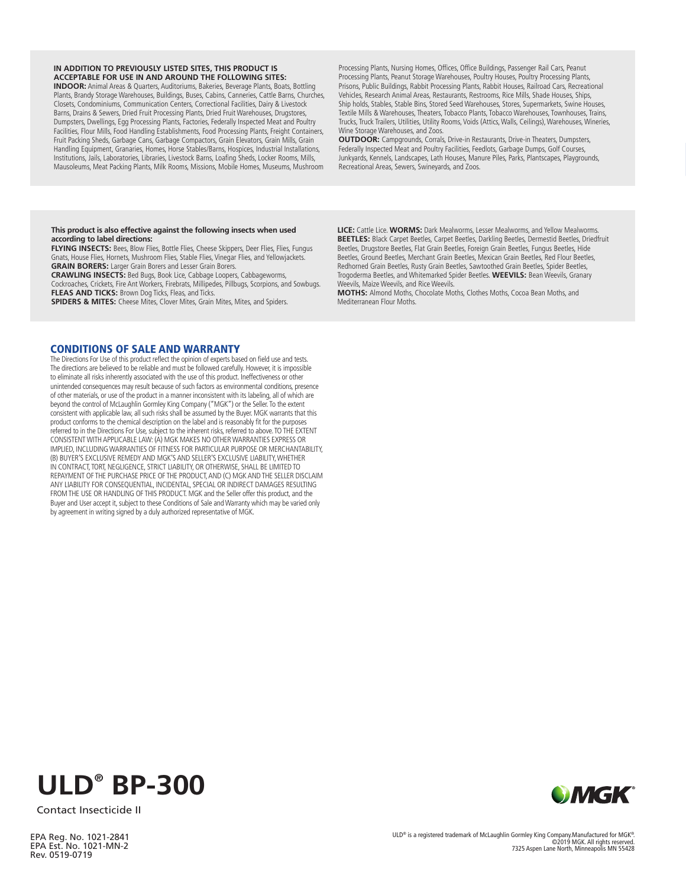**IN ADDITION TO PREVIOUSLY LISTED SITES, THIS PRODUCT IS ACCEPTABLE FOR USE IN AND AROUND THE FOLLOWING SITES:**

**INDOOR:** Animal Areas & Quarters, Auditoriums, Bakeries, Beverage Plants, Boats, Bottling Plants, Brandy Storage Warehouses, Buildings, Buses, Cabins, Canneries, Cattle Barns, Churches, Closets, Condominiums, Communication Centers, Correctional Facilities, Dairy & Livestock Barns, Drains & Sewers, Dried Fruit Processing Plants, Dried Fruit Warehouses, Drugstores, Dumpsters, Dwellings, Egg Processing Plants, Factories, Federally Inspected Meat and Poultry Facilities, Flour Mills, Food Handling Establishments, Food Processing Plants, Freight Containers, Fruit Packing Sheds, Garbage Cans, Garbage Compactors, Grain Elevators, Grain Mills, Grain Handling Equipment, Granaries, Homes, Horse Stables/Barns, Hospices, Industrial Installations, Institutions, Jails, Laboratories, Libraries, Livestock Barns, Loafing Sheds, Locker Rooms, Mills, Mausoleums, Meat Packing Plants, Milk Rooms, Missions, Mobile Homes, Museums, Mushroom Processing Plants, Nursing Homes, Offices, Office Buildings, Passenger Rail Cars, Peanut Processing Plants, Peanut Storage Warehouses, Poultry Houses, Poultry Processing Plants, Prisons, Public Buildings, Rabbit Processing Plants, Rabbit Houses, Railroad Cars, Recreational Vehicles, Research Animal Areas, Restaurants, Restrooms, Rice Mills, Shade Houses, Ships, Ship holds, Stables, Stable Bins, Stored Seed Warehouses, Stores, Supermarkets, Swine Houses, Textile Mills & Warehouses, Theaters, Tobacco Plants, Tobacco Warehouses, Townhouses, Trains, Trucks, Truck Trailers, Utilities, Utility Rooms, Voids (Attics, Walls, Ceilings), Warehouses, Wineries, Wine Storage Warehouses, and Zoos.

**OUTDOOR:** Campgrounds, Corrals, Drive-in Restaurants, Drive-in Theaters, Dumpsters, Federally Inspected Meat and Poultry Facilities, Feedlots, Garbage Dumps, Golf Courses, Junkyards, Kennels, Landscapes, Lath Houses, Manure Piles, Parks, Plantscapes, Playgrounds, Recreational Areas, Sewers, Swineyards, and Zoos.

**This product is also effective against the following insects when used according to label directions:**

**FLYING INSECTS:** Bees, Blow Flies, Bottle Flies, Cheese Skippers, Deer Flies, Flies, Fungus Gnats, House Flies, Hornets, Mushroom Flies, Stable Flies, Vinegar Flies, and Yellowjackets.
**GRAIN BORERS:** Larger Grain Borers and Lesser Grain Borers.
**CRAWLING INSECTS:** Bed Bugs, Book Lice, Cabbage Loopers, Cabbageworms, Cockroaches, Crickets, Fire Ant Workers, Firebrats, Millipedes, Pillbugs, Scorpions, and Sowbugs.
**FLEAS AND TICKS:** Brown Dog Ticks, Fleas, and Ticks.
**SPIDERS & MITES:** Cheese Mites, Clover Mites, Grain Mites, Mites, and Spiders.
**LICE:** Cattle Lice. **WORMS:** Dark Mealworms, Lesser Mealworms, and Yellow Mealworms.
**BEETLES:** Black Carpet Beetles, Carpet Beetles, Darkling Beetles, Dermestid Beetles, Driedfruit Beetles, Drugstore Beetles, Flat Grain Beetles, Foreign Grain Beetles, Fungus Beetles, Hide Beetles, Ground Beetles, Merchant Grain Beetles, Mexican Grain Beetles, Red Flour Beetles, Redhorned Grain Beetles, Rusty Grain Beetles, Sawtoothed Grain Beetles, Spider Beetles, Trogoderma Beetles, and Whitemarked Spider Beetles. **WEEVILS:** Bean Weevils, Granary Weevils, Maize Weevils, and Rice Weevils.
**MOTHS:** Almond Moths, Chocolate Moths, Clothes Moths, Cocoa Bean Moths, and Mediterranean Flour Moths.

## CONDITIONS OF SALE AND WARRANTY

The Directions For Use of this product reflect the opinion of experts based on field use and tests. The directions are believed to be reliable and must be followed carefully. However, it is impossible to eliminate all risks inherently associated with the use of this product. Ineffectiveness or other unintended consequences may result because of such factors as environmental conditions, presence of other materials, or use of the product in a manner inconsistent with its labeling, all of which are beyond the control of McLaughlin Gormley King Company ("MGK") or the Seller. To the extent consistent with applicable law, all such risks shall be assumed by the Buyer. MGK warrants that this product conforms to the chemical description on the label and is reasonably fit for the purposes referred to in the Directions For Use, subject to the inherent risks, referred to above. TO THE EXTENT CONSISTENT WITH APPLICABLE LAW: (A) MGK MAKES NO OTHER WARRANTIES EXPRESS OR IMPLIED, INCLUDING WARRANTIES OF FITNESS FOR PARTICULAR PURPOSE OR MERCHANTABILITY, (B) BUYER'S EXCLUSIVE REMEDY AND MGK'S AND SELLER'S EXCLUSIVE LIABILITY, WHETHER IN CONTRACT, TORT, NEGLIGENCE, STRICT LIABILITY, OR OTHERWISE, SHALL BE LIMITED TO REPAYMENT OF THE PURCHASE PRICE OF THE PRODUCT, AND (C) MGK AND THE SELLER DISCLAIM ANY LIABILITY FOR CONSEQUENTIAL, INCIDENTAL, SPECIAL OR INDIRECT DAMAGES RESULTING FROM THE USE OR HANDLING OF THIS PRODUCT. MGK and the Seller offer this product, and the Buyer and User accept it, subject to these Conditions of Sale and Warranty which may be varied only by agreement in writing signed by a duly authorized representative of MGK.

# ULD® BP-300

Contact Insecticide II

MGK®

EPA Reg. No. 1021-2841
EPA Est. No. 1021-MN-2
Rev. 0519-0719

ULD® is a registered trademark of McLaughlin Gormley King Company.Manufactured for MGK®.
©2019 MGK. All rights reserved.
7325 Aspen Lane North, Minneapolis MN 55428